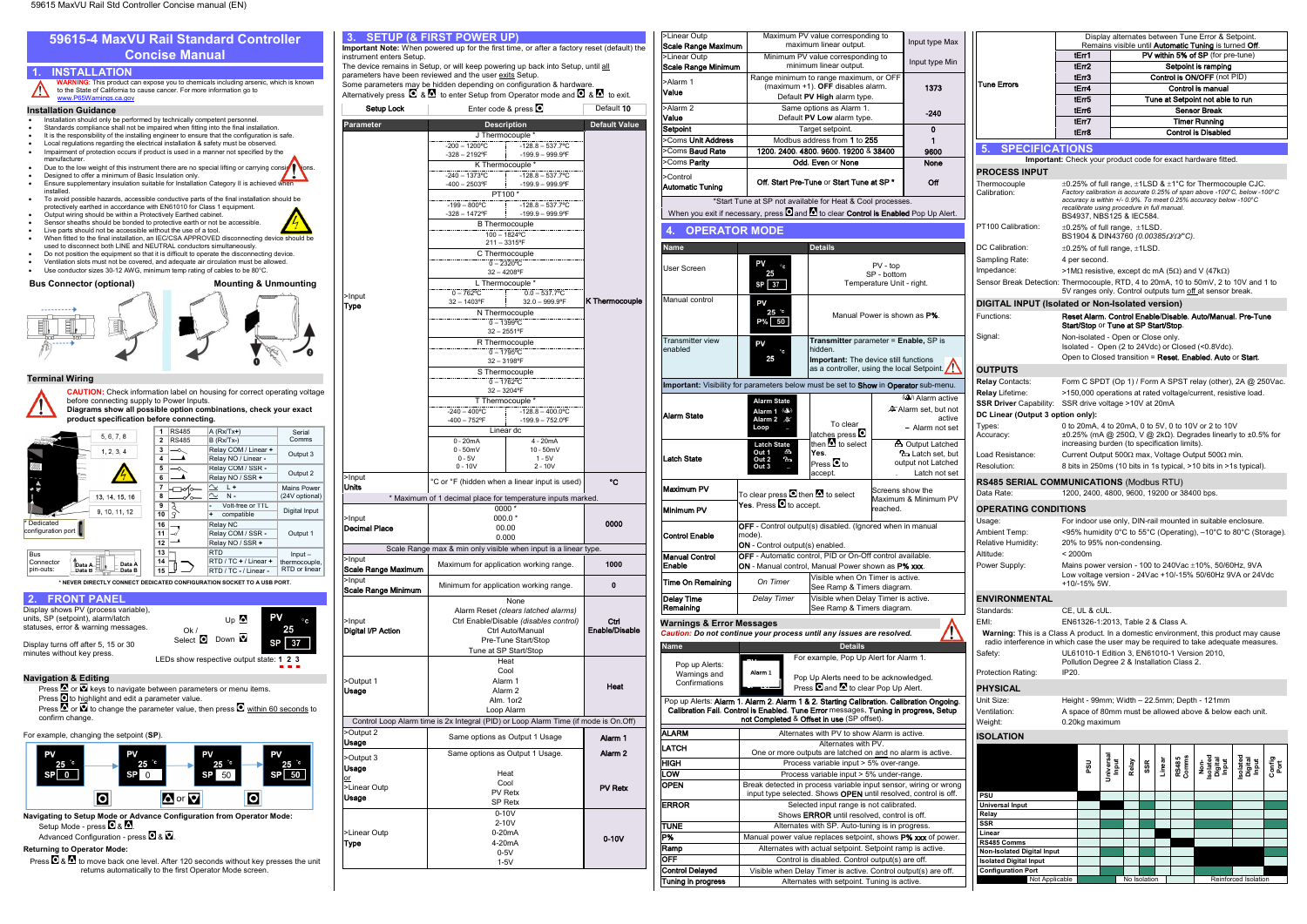# 59615-4 MaxVU Rail Standard Controller Concise Manual

## 1. INSTALLATION

**WARNING:** This product can expose you to chemicals including arsenic, which is known to the State of California to cause cancer. For more information go to www.P65Warnings.ca.gov

### Installation Guidance

- Installation should only be performed by technically competent personnel.
- Standards compliance shall not be impaired when fitting into the final installation.
- It is the responsibility of the installing engineer to ensure that the configuration is safe.
- Local regulations regarding the electrical installation & safety must be observed.
- Impairment of protection occurs if product is used in a manner not specified by the manufacturer.
- Due to the low weight of this instrument there are no special lifting or carrying considerations.
- Designed to offer a minimum of Basic Insulation only.
- Ensure supplementary insulation suitable for Installation Category II is achieved when installed.
- To avoid possible hazards, accessible conductive parts of the final installation should be protectively earthed in accordance with EN61010 for Class 1 equipment.
- Output wiring should be within a Protectively Earthed cabinet.
- Sensor sheaths should be bonded to protective earth or not be accessible.
- Live parts should not be accessible without the use of a tool.
- When fitted to the final installation, an IEC/CSA APPROVED disconnecting device should be used to disconnect both LINE and NEUTRAL conductors simultaneously.
- Do not position the equipment so that it is difficult to operate the disconnecting device.
- Ventilation slots must not be covered, and adequate air circulation must be allowed.
- Use conductor sizes 30-12 AWG, minimum temp rating of cables to be 80°C.

### Bus Connector (optional)

### Mounting & Unmounting

### Terminal Wiring

**CAUTION:** Check information label on housing for correct operating voltage before connecting supply to Power Inputs.
**Diagrams show all possible option combinations, check your exact product specification before connecting.**

| Terminals | No. | | Function | Group |
|---|---|---|---|---|
| 5, 6, 7, 8 | 1 | RS485 | A (Rx/Tx+) | Serial Comms |
| | 2 | RS485 | B (Rx/Tx-) | |
| 1, 2, 3, 4 | 3 | | Relay COM / Linear + | Output 3 |
| | 4 | | Relay NO / Linear - | |
| | 5 | | Relay COM / SSR - | Output 2 |
| | 6 | | Relay NO / SSR + | |
| 13, 14, 15, 16 | 7 | | L + | Mains Power (24V optional) |
| | 8 | | N - | |
| 9, 10, 11, 12 | 9 | | Volt-free or TTL - | Digital Input |
| | 10 | | + compatible | |
| | 16 | | Relay NC | Output 1 |
| | 11 | | Relay COM / SSR - | |
| | 12 | | Relay NO / SSR + | |
| | 13 | | RTD | Input – thermocouple, RTD or linear |
| | 14 | | RTD / TC + / Linear + | |
| | 15 | | RTD / TC - / Linear - | |

* Dedicated configuration port

Bus Connector pin-outs: Data A, Data B

\* NEVER DIRECTLY CONNECT DEDICATED CONFIGURATION SOCKET TO A USB PORT.

## 2. FRONT PANEL

Display shows PV (process variable), units, SP (setpoint), alarm/latch statuses, error & warning messages.

Display turns off after 5, 15 or 30 minutes without key press.

Up, Ok / Select, Down

LEDs show respective output state: 1 2 3

### Navigation & Editing

Press ▲ or ▼ keys to navigate between parameters or menu items.
Press ○ to highlight and edit a parameter value.
Press ▲ or ▼ to change the parameter value, then press ○ within 60 seconds to confirm change.

For example, changing the setpoint (**SP**):

PV 25 SP 0 → ○ → PV 25 SP 0 → ▲ or ▼ → PV 25 SP 50 → ○ → PV 25 SP 50

**Navigating to Setup Mode or Advance Configuration from Operator Mode:**
Setup Mode - press ○ & ▲.
Advanced Configuration - press ○ & ▼.

**Returning to Operator Mode:**
Press ○ & ▲ to move back one level. After 120 seconds without key presses the unit returns automatically to the first Operator Mode screen.

## 3. SETUP (& FIRST POWER UP)

**Important Note:** When powered up for the first time, or after a factory reset (default) the instrument enters Setup.
The device remains in Setup, or will keep powering up back into Setup, until all parameters have been reviewed and the user exits Setup.
Some parameters may be hidden depending on configuration & hardware.
Alternatively press ○ & ▲ to enter Setup from Operator mode and ○ & ▲ to exit.

| Setup Lock | Enter code & press ○ | Default 10 |
|---|---|---|

| Parameter | Description | | Default Value |
|---|---|---|---|
| >Input Type | J Thermocouple * | | K Thermocouple |
| | -200 – 1200°C | -128.8 – 537.7°C | |
| | -328 – 2192°F | -199.9 – 999.9°F | |
| | K Thermocouple * | | |
| | -240 – 1373°C | -128.8 – 537.7°C | |
| | -400 – 2503°F | -199.9 – 999.9°F | |
| | PT100 * | | |
| | -199 – 800°C | -128.8 – 537.7°C | |
| | -328 – 1472°F | -199.9 – 999.9°F | |
| | B Thermocouple | | |
| | 100 – 1824°C | | |
| | 211 – 3315°F | | |
| | C Thermocouple | | |
| | 0 – 2320°C | | |
| | 32 – 4208°F | | |
| | L Thermocouple * | | |
| | 0 – 762°C | 0.0 – 537.7°C | |
| | 32 – 1403°F | 32.0 – 999.9°F | |
| | N Thermocouple | | |
| | 0 – 1399°C | | |
| | 32 – 2551°F | | |
| | R Thermocouple | | |
| | 0 – 1759°C | | |
| | 32 – 3198°F | | |
| | S Thermocouple | | |
| | 0 – 1762°C | | |
| | 32 – 3204°F | | |
| | T Thermocouple * | | |
| | -240 – 400°C | -128.8 – 400.0°C | |
| | -400 – 752°F | -199.9 – 752.0°F | |
| | Linear dc | | |
| | 0 - 20mA | 4 - 20mA | |
| | 0 - 50mV | 10 - 50mV | |
| | 0 - 5V | 1 - 5V | |
| | 0 - 10V | 2 - 10V | |
| >Input Units | °C or °F (hidden when a linear input is used) | | °C |
| | * Maximum of 1 decimal place for temperature inputs marked. | | |
| >Input Decimal Place | 0000 * / 000.0 * / 00.00 / 0.000 | | 0000 |
| | Scale Range max & min only visible when input is a linear type. | | |
| >Input Scale Range Maximum | Maximum for application working range. | | 1000 |
| >Input Scale Range Minimum | Minimum for application working range. | | 0 |
| >Input Digital I/P Action | None / Alarm Reset *(clears latched alarms)* / Ctrl Enable/Disable *(disables control)* / Ctrl Auto/Manual / Pre-Tune Start/Stop / Tune at SP Start/Stop | | Ctrl Enable/Disable |
| >Output 1 Usage | Heat / Cool / Alarm 1 / Alarm 2 / Alm. 1or2 / Loop Alarm | | Heat |
| | Control Loop Alarm time is 2x Integral (PID) or Loop Alarm Time (if mode is On.Off) | | |
| >Output 2 Usage | Same options as Output 1 Usage | | Alarm 1 |
| >Output 3 Usage or >Linear Outp Usage | Same options as Output 1 Usage. / Heat / Cool / PV Retx / SP Retx | | Alarm 2 / PV Retx |
| >Linear Outp Type | 0-10V / 2-10V / 0-20mA / 4-20mA / 0-5V / 1-5V | | 0-10V |
| >Linear Outp Scale Range Maximum | Maximum PV value corresponding to maximum linear output. | | Input type Max |
| >Linear Outp Scale Range Minimum | Minimum PV value corresponding to minimum linear output. | | Input type Min |
| >Alarm 1 Value | Range minimum to range maximum, or OFF (maximum +1). **OFF** disables alarm. Default **PV High** alarm type. | | 1373 |
| >Alarm 2 Value | Same options as Alarm 1. Default **PV Low** alarm type. | | -240 |
| Setpoint | Target setpoint. | | 0 |
| >Coms Unit Address | Modbus address from 1 to 255 | | 1 |
| >Coms Baud Rate | 1200. 2400. 4800. 9600. 19200 & 38400 | | 9600 |
| >Coms Parity | Odd. Even or None | | None |
| >Control Automatic Tuning | Off. Start Pre-Tune or Start Tune at SP * | | Off |
| | *Start Tune at SP not available for Heat & Cool processes. When you exit if necessary, press ○ and ▲ to clear **Control is Enabled** Pop Up Alert. | | |

## 4. OPERATOR MODE

| Name | Details | |
|---|---|---|
| User Screen | PV 25 °C / SP 37 | PV - top / SP - bottom / Temperature Unit - right. |
| Manual control | PV 25 °C / P% 50 | Manual Power is shown as **P%**. |
| Transmitter view enabled | PV 25 °C | **Transmitter** parameter = **Enable**, SP is hidden. **Important:** The device still functions as a controller, using the local Setpoint. |
| **Important:** Visibility for parameters below must be set to **Show** in **Operator** sub-menu. | | |
| Alarm State | Alarm State / Alarm 1 / Alarm 2 / Loop | To clear latches press ○ then ▲ to select **Yes**. Press ○ to accept. ((A)) Alarm active / Alarm set, but not active / – Alarm not set |
| Latch State | Latch State / Out 1 / Out 2 / Out 3 | Output Latched / Latch set, but output not Latched / – Latch not set |
| Maximum PV / Minimum PV | To clear press ○ then ▲ to select **Yes**. Press ○ to accept. | Screens show the Maximum & Minimum PV reached. |
| Control Enable | **OFF** - Control output(s) disabled. (Ignored when in manual mode). **ON** - Control output(s) enabled. | |
| Manual Control Enable | **OFF** - Automatic control, PID or On-Off control available. **ON** - Manual control, Manual Power shown as **P% xxx**. | |
| Time On Remaining | *On Timer* | Visible when On Timer is active. See Ramp & Timers diagram. |
| Delay Time Remaining | *Delay Timer* | Visible when Delay Timer is active. See Ramp & Timers diagram. |

### Warnings & Error Messages

*Caution: Do not continue your process until any issues are resolved.*

| Name | Details |
|---|---|
| Pop up Alerts: Warnings and Confirmations | For example, Pop Up Alert for Alarm 1. Pop Up Alerts need to be acknowledged. Press ○ and ▲ to clear Pop Up Alert. |
| Pop up Alerts: **Alarm 1. Alarm 2. Alarm 1 & 2. Starting Calibration. Calibration Ongoing. Calibration Fail. Control is Enabled. Tune Error** messages, **Tuning in progress, Setup not Completed** & **Offset in use** (SP offset). | |
| ALARM | Alternates with PV to show Alarm is active. |
| LATCH | Alternates with PV. One or more outputs are latched on and no alarm is active. |
| HIGH | Process variable input > 5% over-range. |
| LOW | Process variable input > 5% under-range. |
| OPEN | Break detected in process variable input sensor, wiring or wrong input type selected. Shows **OPEN** until resolved, control is off. |
| ERROR | Selected input range is not calibrated. Shows **ERROR** until resolved, control is off. |
| TUNE | Alternates with SP. Auto-tuning is in progress. |
| P% | Manual power value replaces setpoint, shows **P% xxx** of power. |
| Ramp | Alternates with actual setpoint. Setpoint ramp is active. |
| OFF | Control is disabled. Control output(s) are off. |
| Control Delayed | Visible when Delay Timer is active. Control output(s) are off. |
| Tuning in progress | Alternates with setpoint. Tuning is active. |

| Tune Errors | | |
|---|---|---|
| | Display alternates between Tune Error & Setpoint. Remains visible until **Automatic Tuning** is turned **Off**. | |
| | tErr1 | PV within 5% of SP (for pre-tune) |
| | tErr2 | Setpoint is ramping |
| | tErr3 | Control is ON/OFF (not PID) |
| | tErr4 | Control is manual |
| | tErr5 | Tune at Setpoint not able to run |
| | tErr6 | Sensor Break |
| | tErr7 | Timer Running |
| | tErr8 | Control is Disabled |

## 5. SPECIFICATIONS

**Important:** Check your product code for exact hardware fitted.

### PROCESS INPUT

| | |
|---|---|
| Thermocouple Calibration: | ±0.25% of full range, ±1LSD & ±1°C for Thermocouple CJC. *Factory calibration is accurate 0.25% of span above -100°C, below -100°C accuracy is within +/- 0.9%. To meet 0.25% accuracy below -100°C recalibrate using procedure in full manual.* BS4937, NBS125 & IEC584. |
| PT100 Calibration: | ±0.25% of full range, ±1LSD. BS1904 & DIN43760 (0.00385Ω/Ω/°C). |
| DC Calibration: | ±0.25% of full range, ±1LSD. |
| Sampling Rate: | 4 per second. |
| Impedance: | >1MΩ resistive, except dc mA (5Ω) and V (47kΩ) |
| Sensor Break Detection: | Thermocouple, RTD, 4 to 20mA, 10 to 50mV, 2 to 10V and 1 to 5V ranges only. Control outputs turn off at sensor break. |

### DIGITAL INPUT (Isolated or Non-Isolated version)

| | |
|---|---|
| Functions: | **Reset Alarm. Control Enable/Disable. Auto/Manual. Pre-Tune Start/Stop** or **Tune at SP Start/Stop.** |
| Signal: | Non-isolated - Open or Close only. Isolated - Open (2 to 24Vdc) or Closed (<0.8Vdc). Open to Closed transition = **Reset. Enabled. Auto** or **Start.** |

### OUTPUTS

| | |
|---|---|
| **Relay** Contacts: | Form C SPDT (Op 1) / Form A SPST relay (other), 2A @ 250Vac. |
| **Relay** Lifetime: | >150,000 operations at rated voltage/current, resistive load. |
| **SSR Driver** Capability: | SSR drive voltage >10V at 20mA |
| **DC Linear (Output 3 option only):** | |
| Types: | 0 to 20mA, 4 to 20mA, 0 to 5V, 0 to 10V or 2 to 10V |
| Accuracy: | ±0.25% (mA @ 250Ω, V @ 2kΩ). Degrades linearly to ±0.5% for increasing burden (to specification limits). |
| Load Resistance: | Current Output 500Ω max, Voltage Output 500Ω min. |
| Resolution: | 8 bits in 250ms (10 bits in 1s typical, >10 bits in >1s typical). |

### RS485 SERIAL COMMUNICATIONS (Modbus RTU)

| | |
|---|---|
| Data Rate: | 1200, 2400, 4800, 9600, 19200 or 38400 bps. |

### OPERATING CONDITIONS

| | |
|---|---|
| Usage: | For indoor use only, DIN-rail mounted in suitable enclosure. |
| Ambient Temp: | <95% humidity 0°C to 55°C (Operating), –10°C to 80°C (Storage). |
| Relative Humidity: | 20% to 95% non-condensing. |
| Altitude: | < 2000m |
| Power Supply: | Mains power version - 100 to 240Vac ±10%, 50/60Hz, 9VA. Low voltage version - 24Vac +10/-15% 50/60Hz 9VA or 24Vdc +10/-15% 5W. |

### ENVIRONMENTAL

| | |
|---|---|
| Standards: | CE, UL & cUL. |
| EMI: | EN61326-1:2013, Table 2 & Class A. |

**Warning:** This is a Class A product. In a domestic environment, this product may cause radio interference in which case the user may be required to take adequate measures.

| | |
|---|---|
| Safety: | UL61010-1 Edition 3, EN61010-1 Version 2010, Pollution Degree 2 & Installation Class 2. |
| Protection Rating: | IP20. |

### PHYSICAL

| | |
|---|---|
| Unit Size: | Height - 99mm; Width – 22.5mm; Depth - 121mm |
| Ventilation: | A space of 80mm must be allowed above & below each unit. |
| Weight: | 0.20kg maximum |

### ISOLATION

| | PSU | Universal Input | Relay | SSR | Linear | RS485 Comms | Non-Isolated Digital Input | Isolated Digital Input | Config Port |
|---|---|---|---|---|---|---|---|---|---|
| PSU | | | | | | | | | |
| Universal Input | | | | | | | | | |
| Relay | | | | | | | | | |
| SSR | | | | | | | | | |
| Linear | | | | | | | | | |
| RS485 Comms | | | | | | | | | |
| Non-Isolated Digital Input | | | | | | | | | |
| Isolated Digital Input | | | | | | | | | |
| Configuration Port | | | | | | | | | |

Legend: Not Applicable / No Isolation / Reinforced Isolation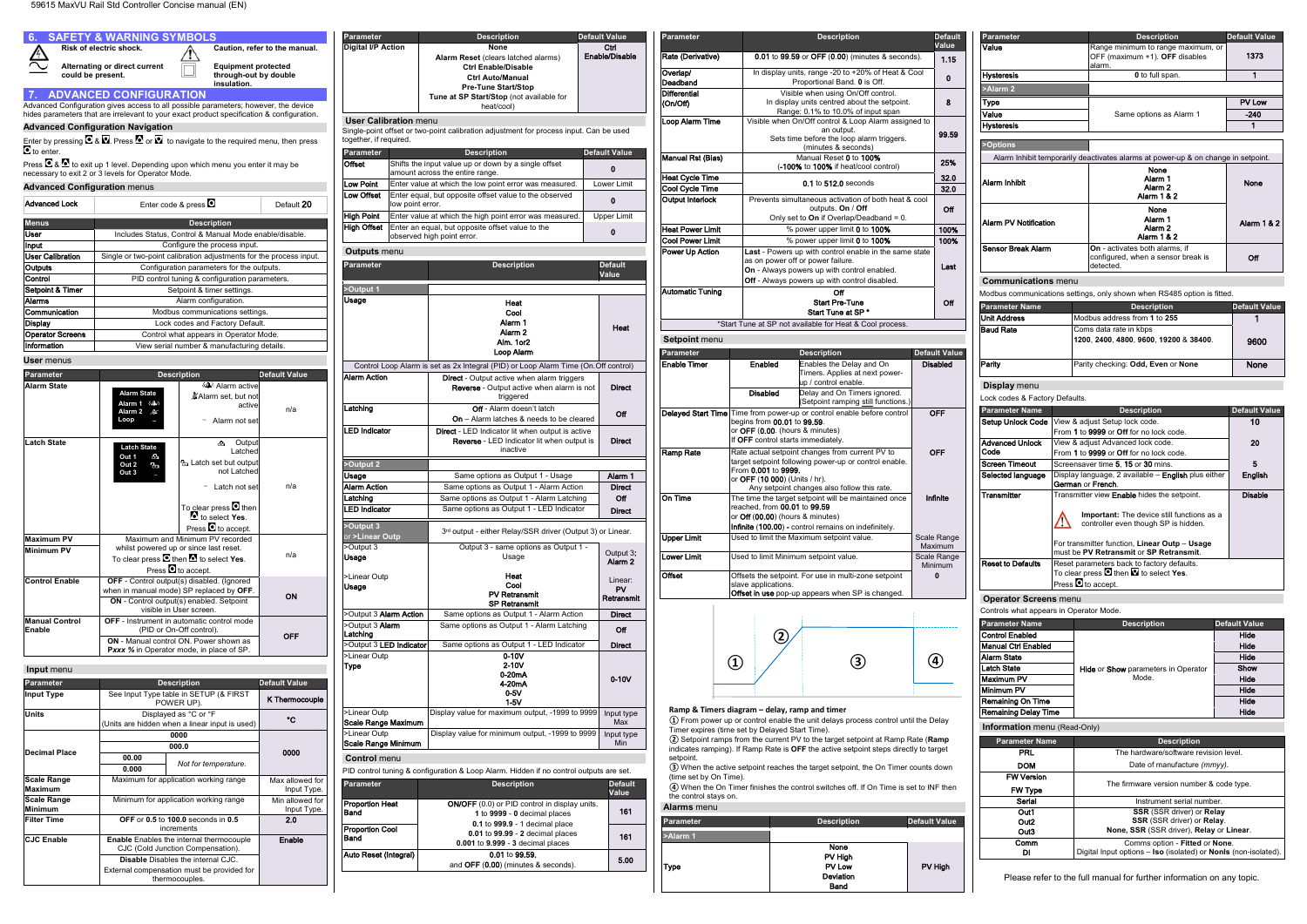## 6. SAFETY & WARNING SYMBOLS

| | | | |
|---|---|---|---|
| ⚠ | Risk of electric shock. | ⚠ | Caution, refer to the manual. |
| ∿ | Alternating or direct current could be present. | ▣ | Equipment protected through-out by double insulation. |

## 7. ADVANCED CONFIGURATION

Advanced Configuration gives access to all possible parameters; however, the device hides parameters that are irrelevant to your exact product specification & configuration.

### Advanced Configuration Navigation

Enter by pressing ▢ & ▼. Press ▲ or ▼ to navigate to the required menu, then press ▢ to enter.

Press ▢ & ▲ to exit up 1 level. Depending upon which menu you enter it may be necessary to exit 2 or 3 levels for Operator Mode.

### Advanced Configuration menus

| | | |
|---|---|---|
| Advanced Lock | Enter code & press ▢ | Default **20** |

| Menus | Description |
|---|---|
| User | Includes Status, Control & Manual Mode enable/disable. |
| Input | Configure the process input. |
| User Calibration | Single or two-point calibration adjustments for the process input. |
| Outputs | Configuration parameters for the outputs. |
| Control | PID control tuning & configuration parameters. |
| Setpoint & Timer | Setpoint & timer settings. |
| Alarms | Alarm configuration. |
| Communication | Modbus communications settings. |
| Display | Lock codes and Factory Default. |
| Operator Screens | Control what appears in Operator Mode. |
| Information | View serial number & manufacturing details. |

### User menus

| Parameter | Description | | Default Value |
|---|---|---|---|
| Alarm State | Alarm State / Alarm 1 / Alarm 2 / Loop | Alarm active; Alarm set, but not active; – Alarm not set | n/a |
| Latch State | Latch State / Out 1 / Out 2 / Out 3 | Output Latched; Latch set but output not Latched; – Latch not set. To clear press ▢ then ▲ to select **Yes**. Press ▢ to accept. | n/a |
| Maximum PV / Minimum PV | Maximum and Minimum PV recorded whilst powered up or since last reset. To clear press ▢ then ▲ to select **Yes**. Press ▢ to accept. | | n/a |
| Control Enable | **OFF** - Control output(s) disabled. (Ignored when in manual mode) SP replaced by **OFF**. **ON** - Control output(s) enabled. Setpoint visible in User screen. | | **ON** |
| Manual Control Enable | **OFF** - Instrument in automatic control mode (PID or On-Off control). **ON** - Manual control ON. Power shown as **Pxxx** % in Operator mode, in place of SP. | | **OFF** |

### Input menu

| Parameter | Description | | Default Value |
|---|---|---|---|
| Input Type | See Input Type table in SETUP (& FIRST POWER UP). | | K Thermocouple |
| Units | Displayed as °C or °F (Units are hidden when a linear input is used) | | °C |
| Decimal Place | 0000 / 000.0 / 00.00 / 0.000 | *Not for temperature.* | 0000 |
| Scale Range Maximum | Maximum for application working range | | Max allowed for Input Type. |
| Scale Range Minimum | Minimum for application working range | | Min allowed for Input Type. |
| Filter Time | **OFF** or **0.5** to **100.0** seconds in **0.5** increments | | **2.0** |
| CJC Enable | **Enable** Enables the internal thermocouple CJC (Cold Junction Compensation). **Disable** Disables the internal CJC. External compensation must be provided for thermocouples. | | **Enable** |

| Parameter | Description | Default Value |
|---|---|---|
| Digital I/P Action | **None**, **Alarm Reset** (clears latched alarms), **Ctrl Enable/Disable**, **Ctrl Auto/Manual**, **Pre-Tune Start/Stop**, **Tune at SP Start/Stop** (not available for heat/cool) | **Ctrl Enable/Disable** |

### User Calibration menu

Single-point offset or two-point calibration adjustment for process input. Can be used together, if required.

| Parameter | Description | Default Value |
|---|---|---|
| Offset | Shifts the input value up or down by a single offset amount across the entire range. | **0** |
| Low Point | Enter value at which the low point error was measured. | Lower Limit |
| Low Offset | Enter equal, but opposite offset value to the observed low point error. | **0** |
| High Point | Enter value at which the high point error was measured. | Upper Limit |
| High Offset | Enter an equal, but opposite offset value to the observed high point error. | **0** |

### Outputs menu

| Parameter | Description | Default Value |
|---|---|---|
| **>Output 1** | | |
| Usage | **Heat**, **Cool**, **Alarm 1**, **Alarm 2**, **Alm. 1or2**, **Loop Alarm** | **Heat** |
| Control Loop Alarm is set as 2x Integral (PID) or Loop Alarm Time (On.Off control) | | |
| Alarm Action | **Direct** - Output active when alarm triggers. **Reverse** - Output active when alarm is not triggered | **Direct** |
| Latching | **Off** - Alarm doesn't latch. **On** – Alarm latches & needs to be cleared | **Off** |
| LED Indicator | **Direct** - LED Indicator lit when output is active. **Reverse** - LED Indicator lit when output is inactive | **Direct** |
| **>Output 2** | | |
| Usage | Same options as Output 1 - Usage | **Alarm 1** |
| Alarm Action | Same options as Output 1 - Alarm Action | **Direct** |
| Latching | Same options as Output 1 - Alarm Latching | **Off** |
| LED Indicator | Same options as Output 1 - LED Indicator | **Direct** |
| **>Output 3 or >Linear Outp** | 3rd output - either Relay/SSR driver (Output 3) or Linear. | |
| >Output 3 Usage | Output 3 - same options as Output 1 - Usage | Output 3: **Alarm 2** |
| >Linear Outp Usage | **Heat**, **Cool**, **PV Retransmit**, **SP Retransmit** | Linear: **PV Retransmit** |
| >Output 3 Alarm Action | Same options as Output 1 - Alarm Action | **Direct** |
| >Output 3 Alarm Latching | Same options as Output 1 - Alarm Latching | **Off** |
| >Output 3 LED Indicator | Same options as Output 1 - LED Indicator | **Direct** |
| >Linear Outp Type | **0-10V**, **2-10V**, **0-20mA**, **4-20mA**, **0-5V**, **1-5V** | **0-10V** |
| >Linear Outp Scale Range Maximum | Display value for maximum output, -1999 to 9999 | Input type Max |
| >Linear Outp Scale Range Minimum | Display value for minimum output, -1999 to 9999 | Input type Min |

### Control menu

PID control tuning & configuration & Loop Alarm. Hidden if no control outputs are set.

| Parameter | Description | Default Value |
|---|---|---|
| Proportion Heat Band | **ON/OFF** (0.0) or PID control in display units. **1** to **9999** - **0** decimal places, **0.1** to **999.9** - 1 decimal place, **0.01** to **99.99** - 2 decimal places, **0.001** to **9.999** - 3 decimal places | **161** |
| Proportion Cool Band | | **161** |
| Auto Reset (Integral) | **0.01** to **99.59**. and **OFF** (**0.00**) (minutes & seconds). | **5.00** |
| Rate (Derivative) | **0.01** to **99.59** or **OFF** (**0.00**) (minutes & seconds). | **1.15** |
| Overlap/ Deadband | In display units, range -20 to +20% of Heat & Cool Proportional Band. **0** is Off. | **0** |
| Differential (On/Off) | Visible when using On/Off control. In display units centred about the setpoint. Range: 0.1% to 10.0% of input span | **8** |
| Loop Alarm Time | Visible when On/Off control & Loop Alarm assigned to an output. Sets time before the loop alarm triggers. (minutes & seconds) | **99.59** |
| Manual Rst (Bias) | Manual Reset **0** to **100%** (**-100%** to **100%** if heat/cool control) | **25%** |
| Heat Cycle Time | **0.1** to **512.0** seconds | **32.0** |
| Cool Cycle Time | | **32.0** |
| Output Interlock | Prevents simultaneous activation of both heat & cool outputs. **On** / **Off**. Only set to **On** if Overlap/Deadband = 0. | **Off** |
| Heat Power Limit | % power upper limit **0** to **100%** | **100%** |
| Cool Power Limit | % power upper limit **0** to **100%** | **100%** |
| Power Up Action | **Last** - Powers up with control enable in the same state as on power off or power failure. **On** - Always powers up with control enabled. **Off** - Always powers up with control disabled. | **Last** |
| Automatic Tuning | **Off**, **Start Pre-Tune**, **Start Tune at SP \*** | **Off** |

*Start Tune at SP not available for Heat & Cool process.

### Setpoint menu

| Parameter | | Description | Default Value |
|---|---|---|---|
| Enable Timer | **Enabled** | Enables the Delay and On Timers. Applies at next power-up / control enable. | **Disabled** |
| | **Disabled** | Delay and On Timers ignored. (Setpoint ramping still functions.) | |
| Delayed Start Time | | Time from power-up or control enable before control begins from **00.01** to **99.59**. or **OFF** (**0.00**. (hours & minutes)). If **OFF** control starts immediately. | **OFF** |
| Ramp Rate | | Rate actual setpoint changes from current PV to target setpoint following power-up or control enable. From **0.001** to **9999**, or **OFF** (**10 000**) (Units / hr). Any setpoint changes also follow this rate. | **OFF** |
| On Time | | The time the target setpoint will be maintained once reached, from **00.01** to **99.59** or **Off** (**00.00**) (hours & minutes) **Infinite** (**100.00**) - control remains on indefinitely. | **Infinite** |
| Upper Limit | | Used to limit the Maximum setpoint value. | Scale Range Maximum |
| Lower Limit | | Used to limit Minimum setpoint value. | Scale Range Minimum |
| Offset | | Offsets the setpoint. For use in multi-zone setpoint slave applications. **Offset in use** pop-up appears when SP is changed. | **0** |

①
②
③
④

**Ramp & Timers diagram – delay, ramp and timer**

① From power up or control enable the unit delays process control until the Delay Timer expires (time set by Delayed Start Time).

② Setpoint ramps from the current PV to the target setpoint at Ramp Rate (**Ramp** indicates ramping). If Ramp Rate is **OFF** the active setpoint steps directly to target setpoint.

③ When the active setpoint reaches the target setpoint, the On Timer counts down (time set by On Time).

④ When the On Timer finishes the control switches off. If On Time is set to INF then the control stays on.

### Alarms menu

| Parameter | Description | Default Value |
|---|---|---|
| **>Alarm 1** | | |
| Type | **None**, **PV High**, **PV Low**, **Deviation**, **Band** | **PV High** |
| Value | Range minimum to range maximum, or OFF (maximum +1). **OFF** disables alarm. | **1373** |
| Hysteresis | **0** to full span. | **1** |
| **>Alarm 2** | | |
| Type | Same options as Alarm 1 | **PV Low** |
| Value | | **-240** |
| Hysteresis | | **1** |
| **>Options** | | |
| Alarm Inhibit temporarily deactivates alarms at power-up & on change in setpoint. | | |
| Alarm Inhibit | **None**, **Alarm 1**, **Alarm 2**, **Alarm 1 & 2** | **None** |
| Alarm PV Notification | **None**, **Alarm 1**, **Alarm 2**, **Alarm 1 & 2** | **Alarm 1 & 2** |
| Sensor Break Alarm | **On** - activates both alarms, if configured, when a sensor break is detected. | **Off** |

### Communications menu

Modbus communications settings, only shown when RS485 option is fitted.

| Parameter Name | Description | Default Value |
|---|---|---|
| Unit Address | Modbus address from **1** to **255** | **1** |
| Baud Rate | Coms data rate in kbps **1200**, **2400**, **4800**, **9600**, **19200** & **38400**. | **9600** |
| Parity | Parity checking: **Odd**, **Even** or **None** | **None** |

### Display menu

Lock codes & Factory Defaults.

| Parameter Name | Description | Default Value |
|---|---|---|
| Setup Unlock Code | View & adjust Setup lock code. From **1** to **9999** or **Off** for no lock code. | **10** |
| Advanced Unlock Code | View & adjust Advanced lock code. From **1** to **9999** or **Off** for no lock code. | **20** |
| Screen Timeout | Screensaver time **5**, **15** or **30** mins. | **5** |
| Selected language | Display language, 2 available – **English** plus either **German** or **French**. | **English** |
| Transmitter | Transmitter view **Enable** hides the setpoint. ⚠ **Important:** The device still functions as a controller even though SP is hidden. For transmitter function, **Linear Outp – Usage** must be **PV Retransmit** or **SP Retransmit**. | **Disable** |
| Reset to Defaults | Reset parameters back to factory defaults. To clear press ▢ then ▼ to select **Yes**. Press ▢ to accept. | |

### Operator Screens menu

Controls what appears in Operator Mode.

| Parameter Name | Description | Default Value |
|---|---|---|
| Control Enabled | Hide or Show parameters in Operator Mode. | Hide |
| Manual Ctrl Enabled | | Hide |
| Alarm State | | Hide |
| Latch State | | Show |
| Maximum PV | | Hide |
| Minimum PV | | Hide |
| Remaining On Time | | Hide |
| Remaining Delay Time | | Hide |

### Information menu (Read-Only)

| Parameter Name | Description |
|---|---|
| PRL | The hardware/software revision level. |
| DOM | Date of manufacture *(mmyy)*. |
| FW Version / FW Type | The firmware version number & code type. |
| Serial | Instrument serial number. |
| Out1 / Out2 / Out3 | **SSR** (SSR driver) or **Relay**; **SSR** (SSR driver) or **Relay**; **None**, **SSR** (SSR driver), **Relay** or **Linear**. |
| Comm / DI | Comms option - **Fitted** or **None**. Digital Input options – **Iso** (isolated) or **NonIs** (non-isolated). |

Please refer to the full manual for further information on any topic.